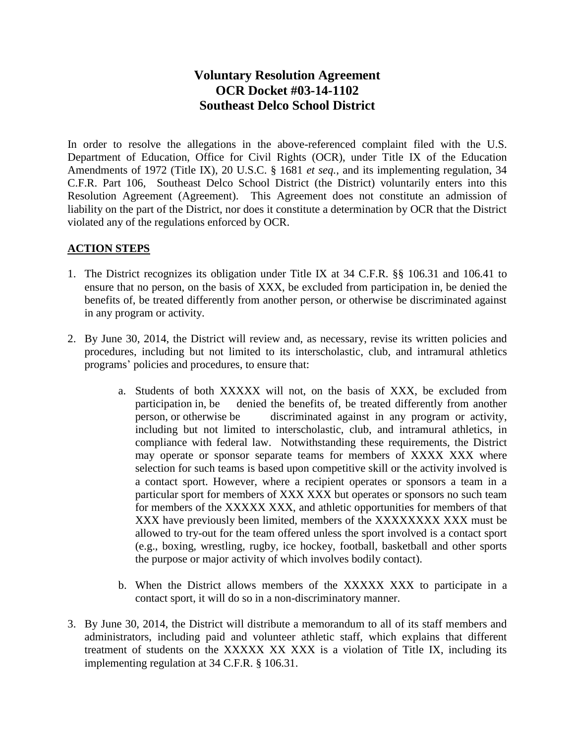# Voluntary Resolution Agreement
# OCR Docket #03-14-1102
# Southeast Delco School District

In order to resolve the allegations in the above-referenced complaint filed with the U.S. Department of Education, Office for Civil Rights (OCR), under Title IX of the Education Amendments of 1972 (Title IX), 20 U.S.C. § 1681 *et seq.*, and its implementing regulation, 34 C.F.R. Part 106, Southeast Delco School District (the District) voluntarily enters into this Resolution Agreement (Agreement). This Agreement does not constitute an admission of liability on the part of the District, nor does it constitute a determination by OCR that the District violated any of the regulations enforced by OCR.

## ACTION STEPS

1. The District recognizes its obligation under Title IX at 34 C.F.R. §§ 106.31 and 106.41 to ensure that no person, on the basis of XXX, be excluded from participation in, be denied the benefits of, be treated differently from another person, or otherwise be discriminated against in any program or activity.

2. By June 30, 2014, the District will review and, as necessary, revise its written policies and procedures, including but not limited to its interscholastic, club, and intramural athletics programs' policies and procedures, to ensure that:

   a. Students of both XXXXX will not, on the basis of XXX, be excluded from participation in, be denied the benefits of, be treated differently from another person, or otherwise be discriminated against in any program or activity, including but not limited to interscholastic, club, and intramural athletics, in compliance with federal law. Notwithstanding these requirements, the District may operate or sponsor separate teams for members of XXXX XXX where selection for such teams is based upon competitive skill or the activity involved is a contact sport. However, where a recipient operates or sponsors a team in a particular sport for members of XXX XXX but operates or sponsors no such team for members of the XXXXX XXX, and athletic opportunities for members of that XXX have previously been limited, members of the XXXXXXXX XXX must be allowed to try-out for the team offered unless the sport involved is a contact sport (e.g., boxing, wrestling, rugby, ice hockey, football, basketball and other sports the purpose or major activity of which involves bodily contact).

   b. When the District allows members of the XXXXX XXX to participate in a contact sport, it will do so in a non-discriminatory manner.

3. By June 30, 2014, the District will distribute a memorandum to all of its staff members and administrators, including paid and volunteer athletic staff, which explains that different treatment of students on the XXXXX XX XXX is a violation of Title IX, including its implementing regulation at 34 C.F.R. § 106.31.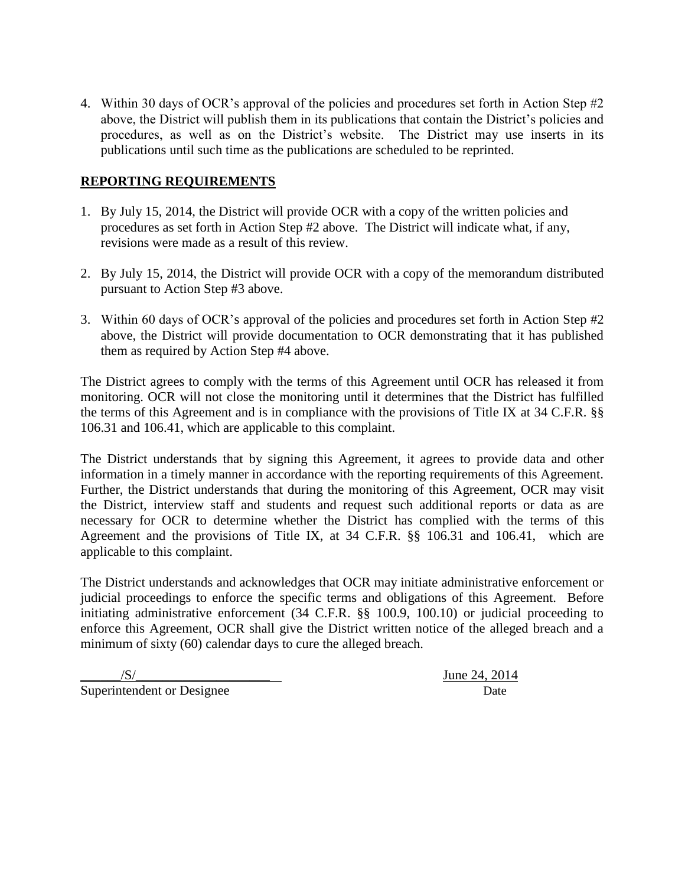4. Within 30 days of OCR's approval of the policies and procedures set forth in Action Step #2 above, the District will publish them in its publications that contain the District's policies and procedures, as well as on the District's website. The District may use inserts in its publications until such time as the publications are scheduled to be reprinted.

## **REPORTING REQUIREMENTS**

1. By July 15, 2014, the District will provide OCR with a copy of the written policies and procedures as set forth in Action Step #2 above. The District will indicate what, if any, revisions were made as a result of this review.

2. By July 15, 2014, the District will provide OCR with a copy of the memorandum distributed pursuant to Action Step #3 above.

3. Within 60 days of OCR's approval of the policies and procedures set forth in Action Step #2 above, the District will provide documentation to OCR demonstrating that it has published them as required by Action Step #4 above.

The District agrees to comply with the terms of this Agreement until OCR has released it from monitoring. OCR will not close the monitoring until it determines that the District has fulfilled the terms of this Agreement and is in compliance with the provisions of Title IX at 34 C.F.R. §§ 106.31 and 106.41, which are applicable to this complaint.

The District understands that by signing this Agreement, it agrees to provide data and other information in a timely manner in accordance with the reporting requirements of this Agreement. Further, the District understands that during the monitoring of this Agreement, OCR may visit the District, interview staff and students and request such additional reports or data as are necessary for OCR to determine whether the District has complied with the terms of this Agreement and the provisions of Title IX, at 34 C.F.R. §§ 106.31 and 106.41, which are applicable to this complaint.

The District understands and acknowledges that OCR may initiate administrative enforcement or judicial proceedings to enforce the specific terms and obligations of this Agreement. Before initiating administrative enforcement (34 C.F.R. §§ 100.9, 100.10) or judicial proceeding to enforce this Agreement, OCR shall give the District written notice of the alleged breach and a minimum of sixty (60) calendar days to cure the alleged breach.

______/S/____________________ June 24, 2014
Superintendent or Designee Date